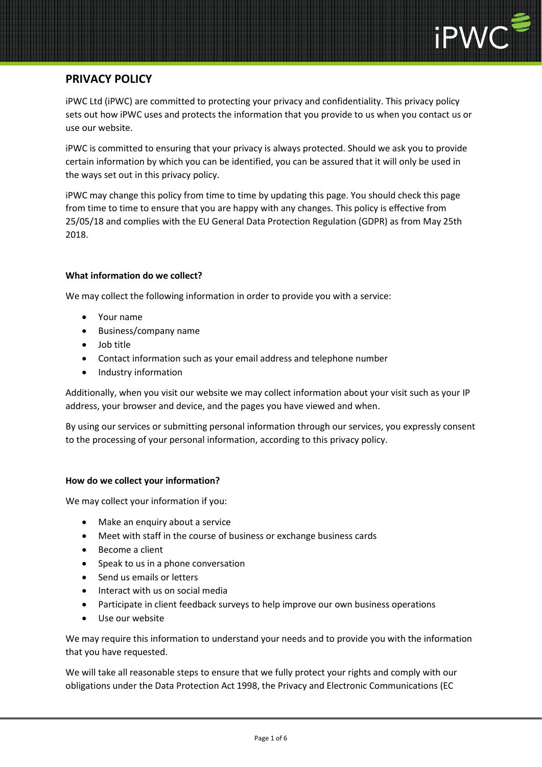# PRIVACY POLICY

iPWC Ltd (iPWC) are committed to protecting your privacy and confidentiality. This privacy policy sets out how iPWC uses and protects the information that you provide to us when you contact us or use our website.

iPWC is committed to ensuring that your privacy is always protected. Should we ask you to provide certain information by which you can be identified, you can be assured that it will only be used in the ways set out in this privacy policy.

iPWC may change this policy from time to time by updating this page. You should check this page from time to time to ensure that you are happy with any changes. This policy is effective from 25/05/18 and complies with the EU General Data Protection Regulation (GDPR) as from May 25th 2018.

**What information do we collect?**

We may collect the following information in order to provide you with a service:

- Your name
- Business/company name
- Job title
- Contact information such as your email address and telephone number
- Industry information

Additionally, when you visit our website we may collect information about your visit such as your IP address, your browser and device, and the pages you have viewed and when.

By using our services or submitting personal information through our services, you expressly consent to the processing of your personal information, according to this privacy policy.

**How do we collect your information?**

We may collect your information if you:

- Make an enquiry about a service
- Meet with staff in the course of business or exchange business cards
- Become a client
- Speak to us in a phone conversation
- Send us emails or letters
- Interact with us on social media
- Participate in client feedback surveys to help improve our own business operations
- Use our website

We may require this information to understand your needs and to provide you with the information that you have requested.

We will take all reasonable steps to ensure that we fully protect your rights and comply with our obligations under the Data Protection Act 1998, the Privacy and Electronic Communications (EC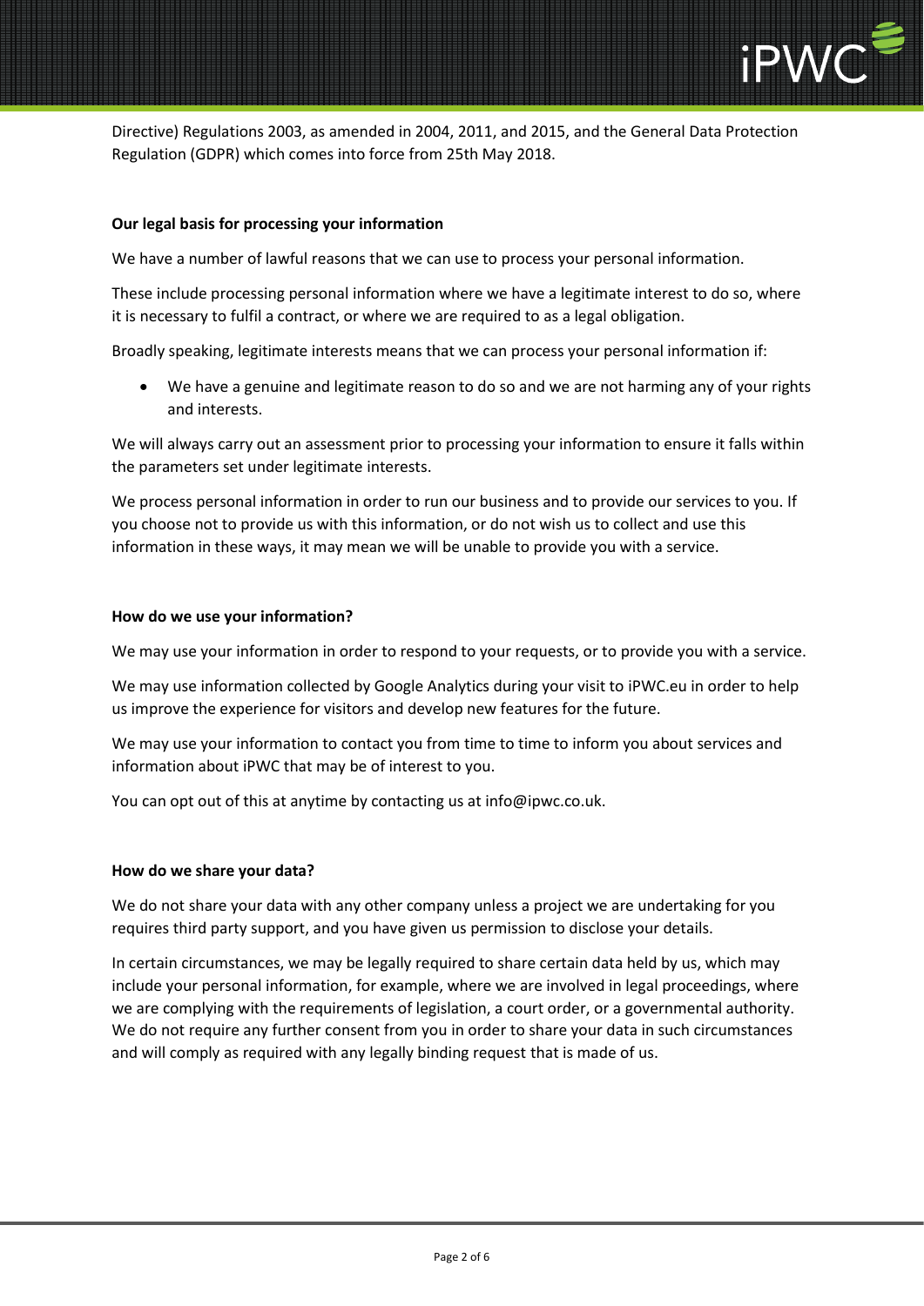Directive) Regulations 2003, as amended in 2004, 2011, and 2015, and the General Data Protection Regulation (GDPR) which comes into force from 25th May 2018.

**Our legal basis for processing your information**

We have a number of lawful reasons that we can use to process your personal information.

These include processing personal information where we have a legitimate interest to do so, where it is necessary to fulfil a contract, or where we are required to as a legal obligation.

Broadly speaking, legitimate interests means that we can process your personal information if:

- We have a genuine and legitimate reason to do so and we are not harming any of your rights and interests.

We will always carry out an assessment prior to processing your information to ensure it falls within the parameters set under legitimate interests.

We process personal information in order to run our business and to provide our services to you. If you choose not to provide us with this information, or do not wish us to collect and use this information in these ways, it may mean we will be unable to provide you with a service.

**How do we use your information?**

We may use your information in order to respond to your requests, or to provide you with a service.

We may use information collected by Google Analytics during your visit to iPWC.eu in order to help us improve the experience for visitors and develop new features for the future.

We may use your information to contact you from time to time to inform you about services and information about iPWC that may be of interest to you.

You can opt out of this at anytime by contacting us at info@ipwc.co.uk.

**How do we share your data?**

We do not share your data with any other company unless a project we are undertaking for you requires third party support, and you have given us permission to disclose your details.

In certain circumstances, we may be legally required to share certain data held by us, which may include your personal information, for example, where we are involved in legal proceedings, where we are complying with the requirements of legislation, a court order, or a governmental authority. We do not require any further consent from you in order to share your data in such circumstances and will comply as required with any legally binding request that is made of us.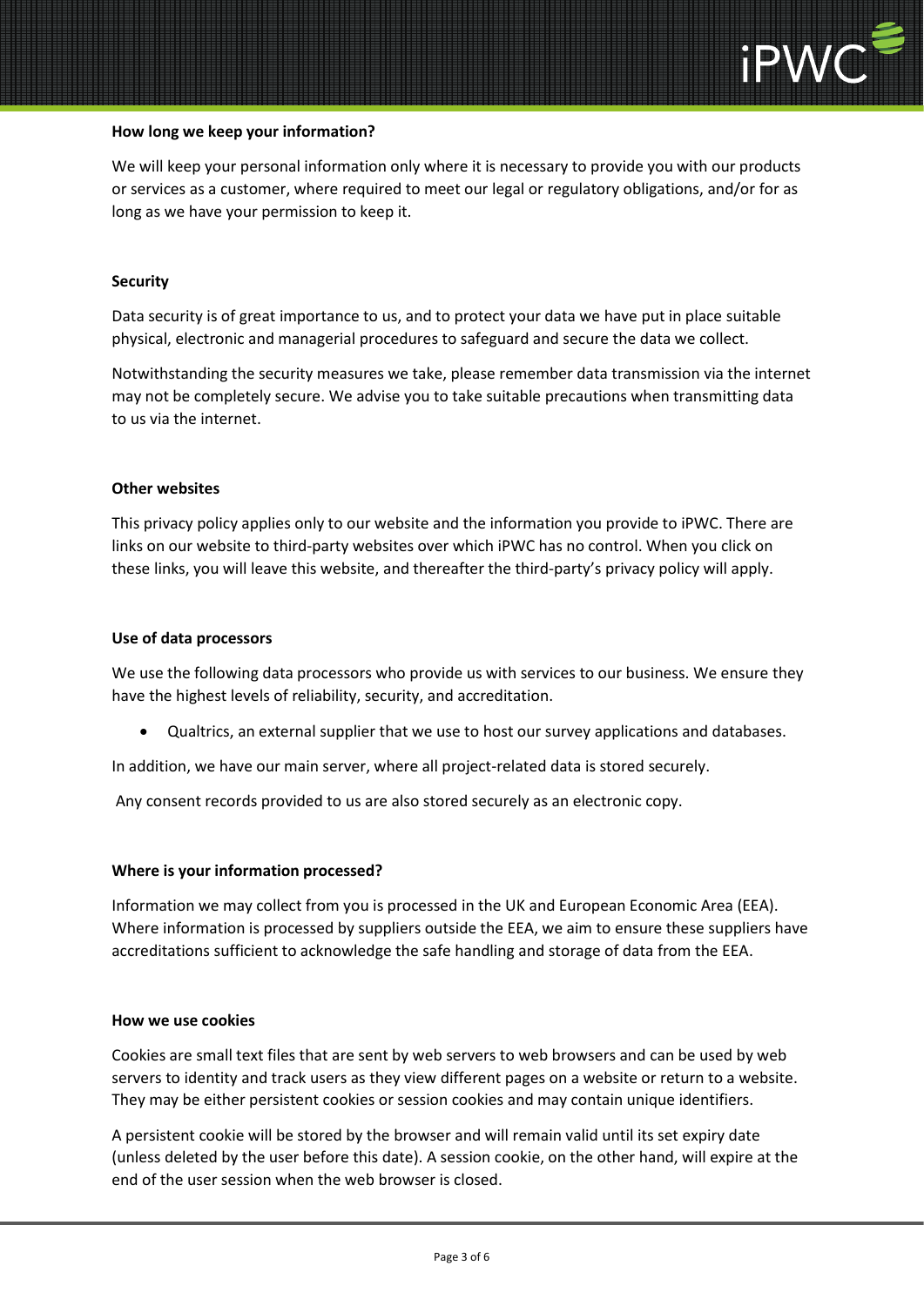**How long we keep your information?**

We will keep your personal information only where it is necessary to provide you with our products or services as a customer, where required to meet our legal or regulatory obligations, and/or for as long as we have your permission to keep it.

**Security**

Data security is of great importance to us, and to protect your data we have put in place suitable physical, electronic and managerial procedures to safeguard and secure the data we collect.

Notwithstanding the security measures we take, please remember data transmission via the internet may not be completely secure. We advise you to take suitable precautions when transmitting data to us via the internet.

**Other websites**

This privacy policy applies only to our website and the information you provide to iPWC. There are links on our website to third-party websites over which iPWC has no control. When you click on these links, you will leave this website, and thereafter the third-party's privacy policy will apply.

**Use of data processors**

We use the following data processors who provide us with services to our business. We ensure they have the highest levels of reliability, security, and accreditation.

- Qualtrics, an external supplier that we use to host our survey applications and databases.

In addition, we have our main server, where all project-related data is stored securely.

Any consent records provided to us are also stored securely as an electronic copy.

**Where is your information processed?**

Information we may collect from you is processed in the UK and European Economic Area (EEA). Where information is processed by suppliers outside the EEA, we aim to ensure these suppliers have accreditations sufficient to acknowledge the safe handling and storage of data from the EEA.

**How we use cookies**

Cookies are small text files that are sent by web servers to web browsers and can be used by web servers to identity and track users as they view different pages on a website or return to a website. They may be either persistent cookies or session cookies and may contain unique identifiers.

A persistent cookie will be stored by the browser and will remain valid until its set expiry date (unless deleted by the user before this date). A session cookie, on the other hand, will expire at the end of the user session when the web browser is closed.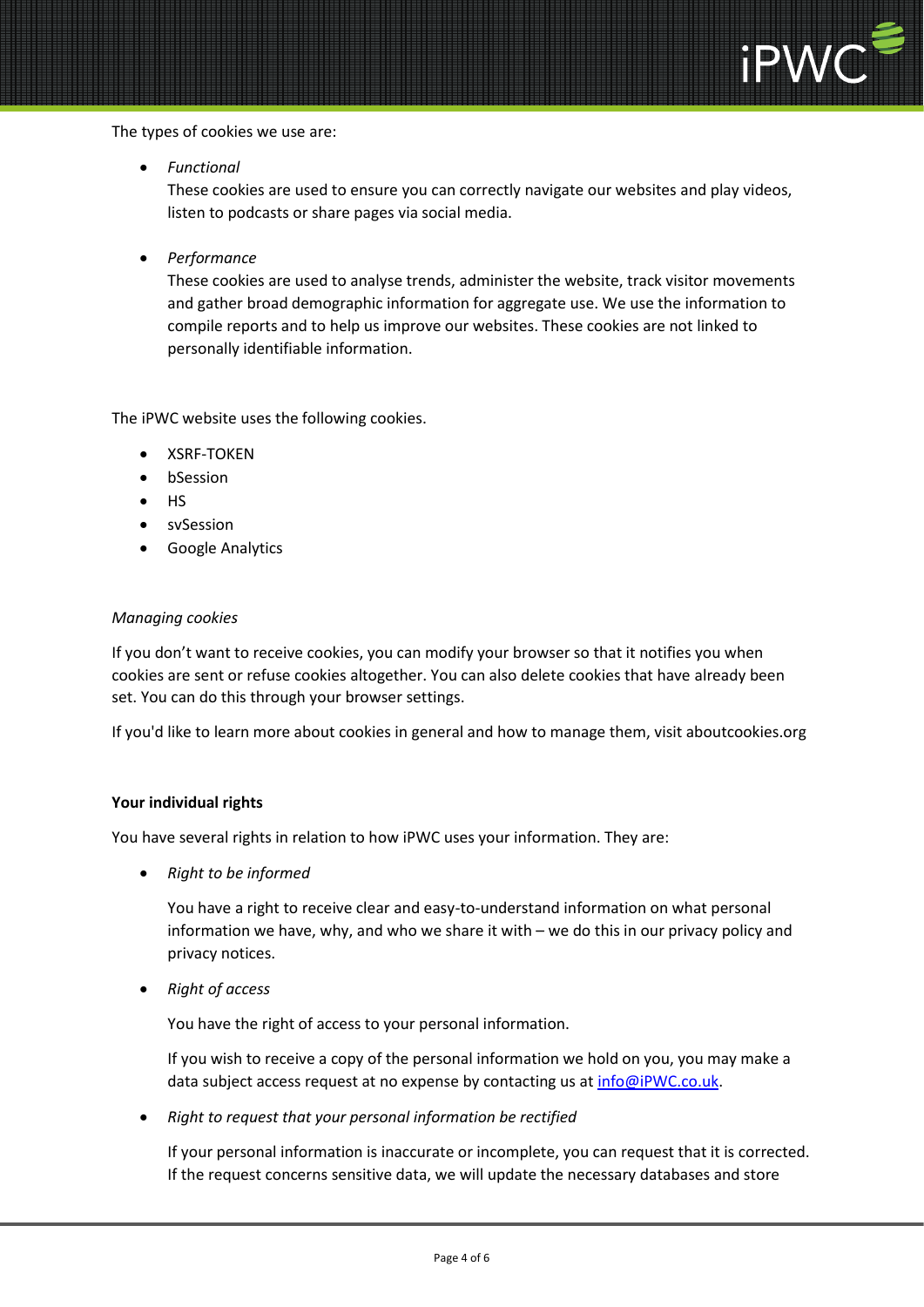The types of cookies we use are:

- *Functional*

  These cookies are used to ensure you can correctly navigate our websites and play videos, listen to podcasts or share pages via social media.

- *Performance*

  These cookies are used to analyse trends, administer the website, track visitor movements and gather broad demographic information for aggregate use. We use the information to compile reports and to help us improve our websites. These cookies are not linked to personally identifiable information.

The iPWC website uses the following cookies.

- XSRF-TOKEN
- bSession
- HS
- svSession
- Google Analytics

*Managing cookies*

If you don't want to receive cookies, you can modify your browser so that it notifies you when cookies are sent or refuse cookies altogether. You can also delete cookies that have already been set. You can do this through your browser settings.

If you'd like to learn more about cookies in general and how to manage them, visit aboutcookies.org

**Your individual rights**

You have several rights in relation to how iPWC uses your information. They are:

- *Right to be informed*

  You have a right to receive clear and easy-to-understand information on what personal information we have, why, and who we share it with – we do this in our privacy policy and privacy notices.

- *Right of access*

  You have the right of access to your personal information.

  If you wish to receive a copy of the personal information we hold on you, you may make a data subject access request at no expense by contacting us at [info@iPWC.co.uk](mailto:info@iPWC.co.uk).

- *Right to request that your personal information be rectified*

  If your personal information is inaccurate or incomplete, you can request that it is corrected. If the request concerns sensitive data, we will update the necessary databases and store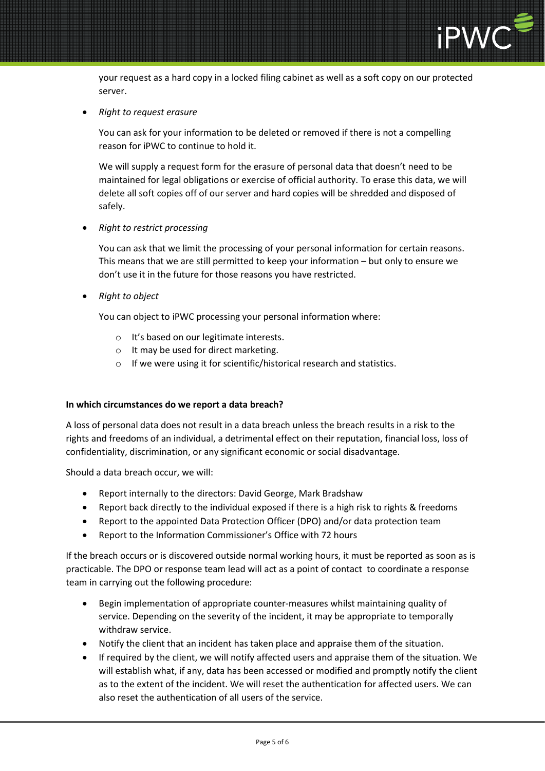your request as a hard copy in a locked filing cabinet as well as a soft copy on our protected server.

- *Right to request erasure*

  You can ask for your information to be deleted or removed if there is not a compelling reason for iPWC to continue to hold it.

  We will supply a request form for the erasure of personal data that doesn't need to be maintained for legal obligations or exercise of official authority. To erase this data, we will delete all soft copies off of our server and hard copies will be shredded and disposed of safely.

- *Right to restrict processing*

  You can ask that we limit the processing of your personal information for certain reasons. This means that we are still permitted to keep your information – but only to ensure we don't use it in the future for those reasons you have restricted.

- *Right to object*

  You can object to iPWC processing your personal information where:

  - It's based on our legitimate interests.
  - It may be used for direct marketing.
  - If we were using it for scientific/historical research and statistics.

**In which circumstances do we report a data breach?**

A loss of personal data does not result in a data breach unless the breach results in a risk to the rights and freedoms of an individual, a detrimental effect on their reputation, financial loss, loss of confidentiality, discrimination, or any significant economic or social disadvantage.

Should a data breach occur, we will:

- Report internally to the directors: David George, Mark Bradshaw
- Report back directly to the individual exposed if there is a high risk to rights & freedoms
- Report to the appointed Data Protection Officer (DPO) and/or data protection team
- Report to the Information Commissioner's Office with 72 hours

If the breach occurs or is discovered outside normal working hours, it must be reported as soon as is practicable. The DPO or response team lead will act as a point of contact to coordinate a response team in carrying out the following procedure:

- Begin implementation of appropriate counter-measures whilst maintaining quality of service. Depending on the severity of the incident, it may be appropriate to temporally withdraw service.
- Notify the client that an incident has taken place and appraise them of the situation.
- If required by the client, we will notify affected users and appraise them of the situation. We will establish what, if any, data has been accessed or modified and promptly notify the client as to the extent of the incident. We will reset the authentication for affected users. We can also reset the authentication of all users of the service.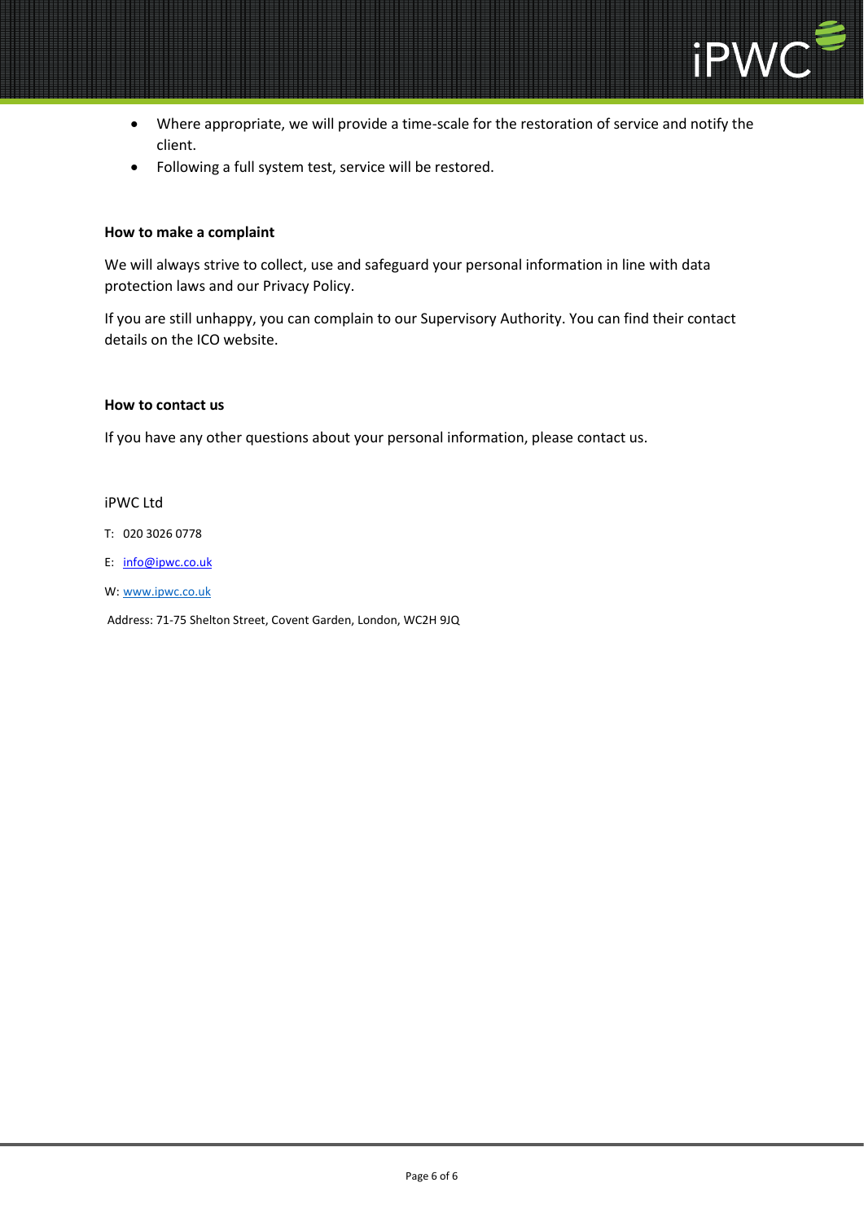- Where appropriate, we will provide a time-scale for the restoration of service and notify the client.
- Following a full system test, service will be restored.

**How to make a complaint**

We will always strive to collect, use and safeguard your personal information in line with data protection laws and our Privacy Policy.

If you are still unhappy, you can complain to our Supervisory Authority. You can find their contact details on the ICO website.

**How to contact us**

If you have any other questions about your personal information, please contact us.

iPWC Ltd

T: 020 3026 0778

E: info@ipwc.co.uk

W: www.ipwc.co.uk

Address: 71-75 Shelton Street, Covent Garden, London, WC2H 9JQ